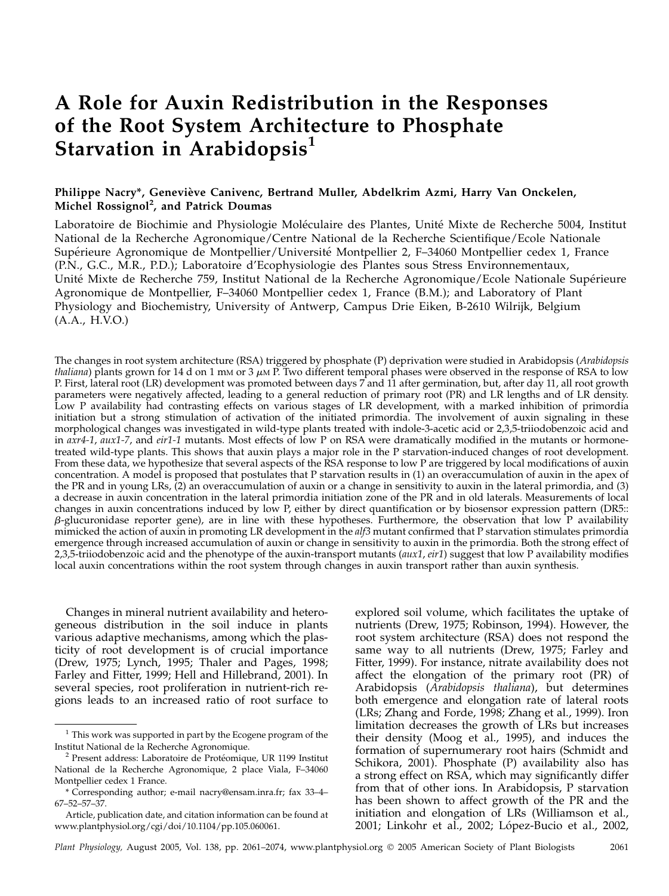# A Role for Auxin Redistribution in the Responses of the Root System Architecture to Phosphate Starvation in Arabidopsis[1]

**Philippe Nacry\*, Geneviève Canivenc, Bertrand Muller, Abdelkrim Azmi, Harry Van Onckelen, Michel Rossignol[2], and Patrick Doumas**

Laboratoire de Biochimie and Physiologie Moléculaire des Plantes, Unité Mixte de Recherche 5004, Institut National de la Recherche Agronomique/Centre National de la Recherche Scientifique/Ecole Nationale Supérieure Agronomique de Montpellier/Université Montpellier 2, F–34060 Montpellier cedex 1, France (P.N., G.C., M.R., P.D.); Laboratoire d'Ecophysiologie des Plantes sous Stress Environnementaux, Unité Mixte de Recherche 759, Institut National de la Recherche Agronomique/Ecole Nationale Supérieure Agronomique de Montpellier, F–34060 Montpellier cedex 1, France (B.M.); and Laboratory of Plant Physiology and Biochemistry, University of Antwerp, Campus Drie Eiken, B-2610 Wilrijk, Belgium (A.A., H.V.O.)

The changes in root system architecture (RSA) triggered by phosphate (P) deprivation were studied in Arabidopsis (*Arabidopsis thaliana*) plants grown for 14 d on 1 mM or 3 $\mu$M P. Two different temporal phases were observed in the response of RSA to low P. First, lateral root (LR) development was promoted between days 7 and 11 after germination, but, after day 11, all root growth parameters were negatively affected, leading to a general reduction of primary root (PR) and LR lengths and of LR density. Low P availability had contrasting effects on various stages of LR development, with a marked inhibition of primordia initiation but a strong stimulation of activation of the initiated primordia. The involvement of auxin signaling in these morphological changes was investigated in wild-type plants treated with indole-3-acetic acid or 2,3,5-triiodobenzoic acid and in *axr4-1*, *aux1-7*, and *eir1-1* mutants. Most effects of low P on RSA were dramatically modified in the mutants or hormone-treated wild-type plants. This shows that auxin plays a major role in the P starvation-induced changes of root development. From these data, we hypothesize that several aspects of the RSA response to low P are triggered by local modifications of auxin concentration. A model is proposed that postulates that P starvation results in (1) an overaccumulation of auxin in the apex of the PR and in young LRs, (2) an overaccumulation of auxin or a change in sensitivity to auxin in the lateral primordia, and (3) a decrease in auxin concentration in the lateral primordia initiation zone of the PR and in old laterals. Measurements of local changes in auxin concentrations induced by low P, either by direct quantification or by biosensor expression pattern (DR5::$\beta$-glucuronidase reporter gene), are in line with these hypotheses. Furthermore, the observation that low P availability mimicked the action of auxin in promoting LR development in the *alf3* mutant confirmed that P starvation stimulates primordia emergence through increased accumulation of auxin or change in sensitivity to auxin in the primordia. Both the strong effect of 2,3,5-triiodobenzoic acid and the phenotype of the auxin-transport mutants (*aux1*, *eir1*) suggest that low P availability modifies local auxin concentrations within the root system through changes in auxin transport rather than auxin synthesis.

Changes in mineral nutrient availability and heterogeneous distribution in the soil induce in plants various adaptive mechanisms, among which the plasticity of root development is of crucial importance (Drew, 1975; Lynch, 1995; Thaler and Pages, 1998; Farley and Fitter, 1999; Hell and Hillebrand, 2001). In several species, root proliferation in nutrient-rich regions leads to an increased ratio of root surface to explored soil volume, which facilitates the uptake of nutrients (Drew, 1975; Robinson, 1994). However, the root system architecture (RSA) does not respond the same way to all nutrients (Drew, 1975; Farley and Fitter, 1999). For instance, nitrate availability does not affect the elongation of the primary root (PR) of Arabidopsis (*Arabidopsis thaliana*), but determines both emergence and elongation rate of lateral roots (LRs; Zhang and Forde, 1998; Zhang et al., 1999). Iron limitation decreases the growth of LRs but increases their density (Moog et al., 1995), and induces the formation of supernumerary root hairs (Schmidt and Schikora, 2001). Phosphate (P) availability also has a strong effect on RSA, which may significantly differ from that of other ions. In Arabidopsis, P starvation has been shown to affect growth of the PR and the initiation and elongation of LRs (Williamson et al., 2001; Linkohr et al., 2002; López-Bucio et al., 2002,

---

[1] This work was supported in part by the Ecogene program of the Institut National de la Recherche Agronomique.

[2] Present address: Laboratoire de Protéomique, UR 1199 Institut National de la Recherche Agronomique, 2 place Viala, F–34060 Montpellier cedex 1 France.

\* Corresponding author; e-mail nacry@ensam.inra.fr; fax 33–4–67–52–57–37.

Article, publication date, and citation information can be found at www.plantphysiol.org/cgi/doi/10.1104/pp.105.060061.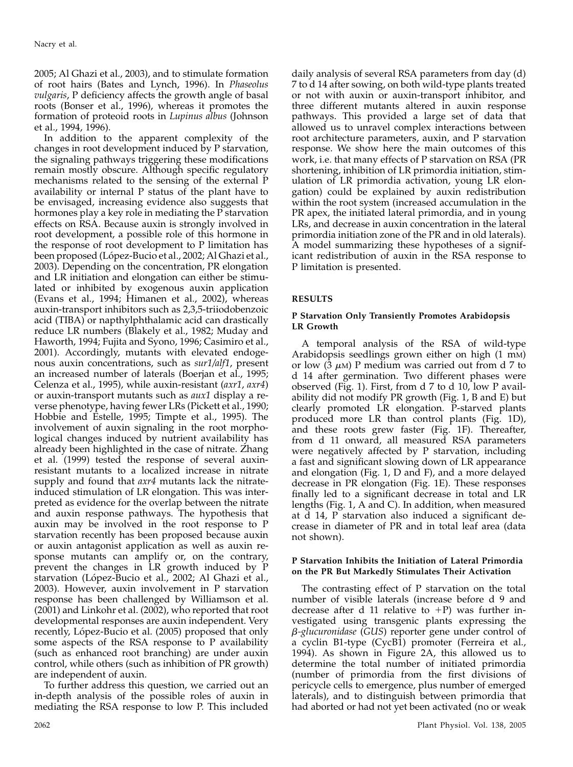2005; Al Ghazi et al., 2003), and to stimulate formation of root hairs (Bates and Lynch, 1996). In *Phaseolus vulgaris*, P deficiency affects the growth angle of basal roots (Bonser et al., 1996), whereas it promotes the formation of proteoid roots in *Lupinus albus* (Johnson et al., 1994, 1996).

In addition to the apparent complexity of the changes in root development induced by P starvation, the signaling pathways triggering these modifications remain mostly obscure. Although specific regulatory mechanisms related to the sensing of the external P availability or internal P status of the plant have to be envisaged, increasing evidence also suggests that hormones play a key role in mediating the P starvation effects on RSA. Because auxin is strongly involved in root development, a possible role of this hormone in the response of root development to P limitation has been proposed (López-Bucio et al., 2002; Al Ghazi et al., 2003). Depending on the concentration, PR elongation and LR initiation and elongation can either be stimulated or inhibited by exogenous auxin application (Evans et al., 1994; Himanen et al., 2002), whereas auxin-transport inhibitors such as 2,3,5-triiodobenzoic acid (TIBA) or napthylphthalamic acid can drastically reduce LR numbers (Blakely et al., 1982; Muday and Haworth, 1994; Fujita and Syono, 1996; Casimiro et al., 2001). Accordingly, mutants with elevated endogenous auxin concentrations, such as *sur1/alf1*, present an increased number of laterals (Boerjan et al., 1995; Celenza et al., 1995), while auxin-resistant (*axr1*, *axr4*) or auxin-transport mutants such as *aux1* display a reverse phenotype, having fewer LRs (Pickett et al., 1990; Hobbie and Estelle, 1995; Timpte et al., 1995). The involvement of auxin signaling in the root morphological changes induced by nutrient availability has already been highlighted in the case of nitrate. Zhang et al. (1999) tested the response of several auxin-resistant mutants to a localized increase in nitrate supply and found that *axr4* mutants lack the nitrate-induced stimulation of LR elongation. This was interpreted as evidence for the overlap between the nitrate and auxin response pathways. The hypothesis that auxin may be involved in the root response to P starvation recently has been proposed because auxin or auxin antagonist application as well as auxin response mutants can amplify or, on the contrary, prevent the changes in LR growth induced by P starvation (López-Bucio et al., 2002; Al Ghazi et al., 2003). However, auxin involvement in P starvation response has been challenged by Williamson et al. (2001) and Linkohr et al. (2002), who reported that root developmental responses are auxin independent. Very recently, López-Bucio et al. (2005) proposed that only some aspects of the RSA response to P availability (such as enhanced root branching) are under auxin control, while others (such as inhibition of PR growth) are independent of auxin.

To further address this question, we carried out an in-depth analysis of the possible roles of auxin in mediating the RSA response to low P. This included daily analysis of several RSA parameters from day (d) 7 to d 14 after sowing, on both wild-type plants treated or not with auxin or auxin-transport inhibitor, and three different mutants altered in auxin response pathways. This provided a large set of data that allowed us to unravel complex interactions between root architecture parameters, auxin, and P starvation response. We show here the main outcomes of this work, i.e. that many effects of P starvation on RSA (PR shortening, inhibition of LR primordia initiation, stimulation of LR primordia activation, young LR elongation) could be explained by auxin redistribution within the root system (increased accumulation in the PR apex, the initiated lateral primordia, and in young LRs, and decrease in auxin concentration in the lateral primordia initiation zone of the PR and in old laterals). A model summarizing these hypotheses of a significant redistribution of auxin in the RSA response to P limitation is presented.

## RESULTS

### P Starvation Only Transiently Promotes Arabidopsis LR Growth

A temporal analysis of the RSA of wild-type Arabidopsis seedlings grown either on high (1 mM) or low (3 $\mu$M) P medium was carried out from d 7 to d 14 after germination. Two different phases were observed (Fig. 1). First, from d 7 to d 10, low P availability did not modify PR growth (Fig. 1, B and E) but clearly promoted LR elongation. P-starved plants produced more LR than control plants (Fig. 1D), and these roots grew faster (Fig. 1F). Thereafter, from d 11 onward, all measured RSA parameters were negatively affected by P starvation, including a fast and significant slowing down of LR appearance and elongation (Fig. 1, D and F), and a more delayed decrease in PR elongation (Fig. 1E). These responses finally led to a significant decrease in total and LR lengths (Fig. 1, A and C). In addition, when measured at d 14, P starvation also induced a significant decrease in diameter of PR and in total leaf area (data not shown).

### P Starvation Inhibits the Initiation of Lateral Primordia on the PR But Markedly Stimulates Their Activation

The contrasting effect of P starvation on the total number of visible laterals (increase before d 9 and decrease after d 11 relative to +P) was further investigated using transgenic plants expressing the *β-glucuronidase* (*GUS*) reporter gene under control of a cyclin B1-type (CycB1) promoter (Ferreira et al., 1994). As shown in Figure 2A, this allowed us to determine the total number of initiated primordia (number of primordia from the first divisions of pericycle cells to emergence, plus number of emerged laterals), and to distinguish between primordia that had aborted or had not yet been activated (no or weak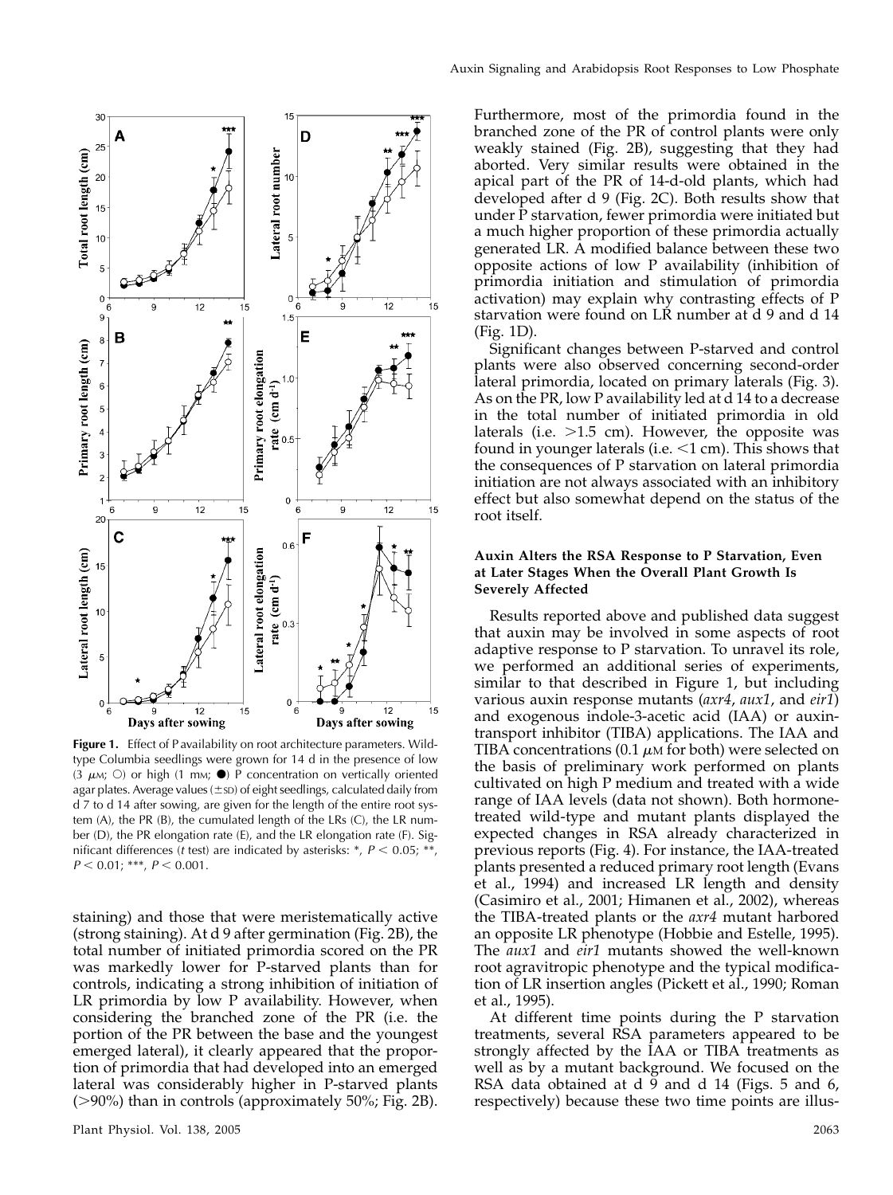**Figure 1.** Effect of P availability on root architecture parameters. Wild-type Columbia seedlings were grown for 14 d in the presence of low (3 $\mu$M; ○) or high (1 mM; ●) P concentration on vertically oriented agar plates. Average values (±SD) of eight seedlings, calculated daily from d 7 to d 14 after sowing, are given for the length of the entire root system (A), the PR (B), the cumulated length of the LRs (C), the LR number (D), the PR elongation rate (E), and the LR elongation rate (F). Significant differences (*t* test) are indicated by asterisks: *, $P < 0.05$; **, $P < 0.01$; ***, $P < 0.001$.

staining) and those that were meristematically active (strong staining). At d 9 after germination (Fig. 2B), the total number of initiated primordia scored on the PR was markedly lower for P-starved plants than for controls, indicating a strong inhibition of initiation of LR primordia by low P availability. However, when considering the branched zone of the PR (i.e. the portion of the PR between the base and the youngest emerged lateral), it clearly appeared that the proportion of primordia that had developed into an emerged lateral was considerably higher in P-starved plants (>90%) than in controls (approximately 50%; Fig. 2B). Furthermore, most of the primordia found in the branched zone of the PR of control plants were only weakly stained (Fig. 2B), suggesting that they had aborted. Very similar results were obtained in the apical part of the PR of 14-d-old plants, which had developed after d 9 (Fig. 2C). Both results show that under P starvation, fewer primordia were initiated but a much higher proportion of these primordia actually generated LR. A modified balance between these two opposite actions of low P availability (inhibition of primordia initiation and stimulation of primordia activation) may explain why contrasting effects of P starvation were found on LR number at d 9 and d 14 (Fig. 1D).

Significant changes between P-starved and control plants were also observed concerning second-order lateral primordia, located on primary laterals (Fig. 3). As on the PR, low P availability led at d 14 to a decrease in the total number of initiated primordia in old laterals (i.e. >1.5 cm). However, the opposite was found in younger laterals (i.e. <1 cm). This shows that the consequences of P starvation on lateral primordia initiation are not always associated with an inhibitory effect but also somewhat depend on the status of the root itself.

### Auxin Alters the RSA Response to P Starvation, Even at Later Stages When the Overall Plant Growth Is Severely Affected

Results reported above and published data suggest that auxin may be involved in some aspects of root adaptive response to P starvation. To unravel its role, we performed an additional series of experiments, similar to that described in Figure 1, but including various auxin response mutants (*axr4*, *aux1*, and *eir1*) and exogenous indole-3-acetic acid (IAA) or auxin-transport inhibitor (TIBA) applications. The IAA and TIBA concentrations (0.1 $\mu$M for both) were selected on the basis of preliminary work performed on plants cultivated on high P medium and treated with a wide range of IAA levels (data not shown). Both hormone-treated wild-type and mutant plants displayed the expected changes in RSA already characterized in previous reports (Fig. 4). For instance, the IAA-treated plants presented a reduced primary root length (Evans et al., 1994) and increased LR length and density (Casimiro et al., 2001; Himanen et al., 2002), whereas the TIBA-treated plants or the *axr4* mutant harbored an opposite LR phenotype (Hobbie and Estelle, 1995). The *aux1* and *eir1* mutants showed the well-known root agravitropic phenotype and the typical modification of LR insertion angles (Pickett et al., 1990; Roman et al., 1995).

At different time points during the P starvation treatments, several RSA parameters appeared to be strongly affected by the IAA or TIBA treatments as well as by a mutant background. We focused on the RSA data obtained at d 9 and d 14 (Figs. 5 and 6, respectively) because these two time points are illus-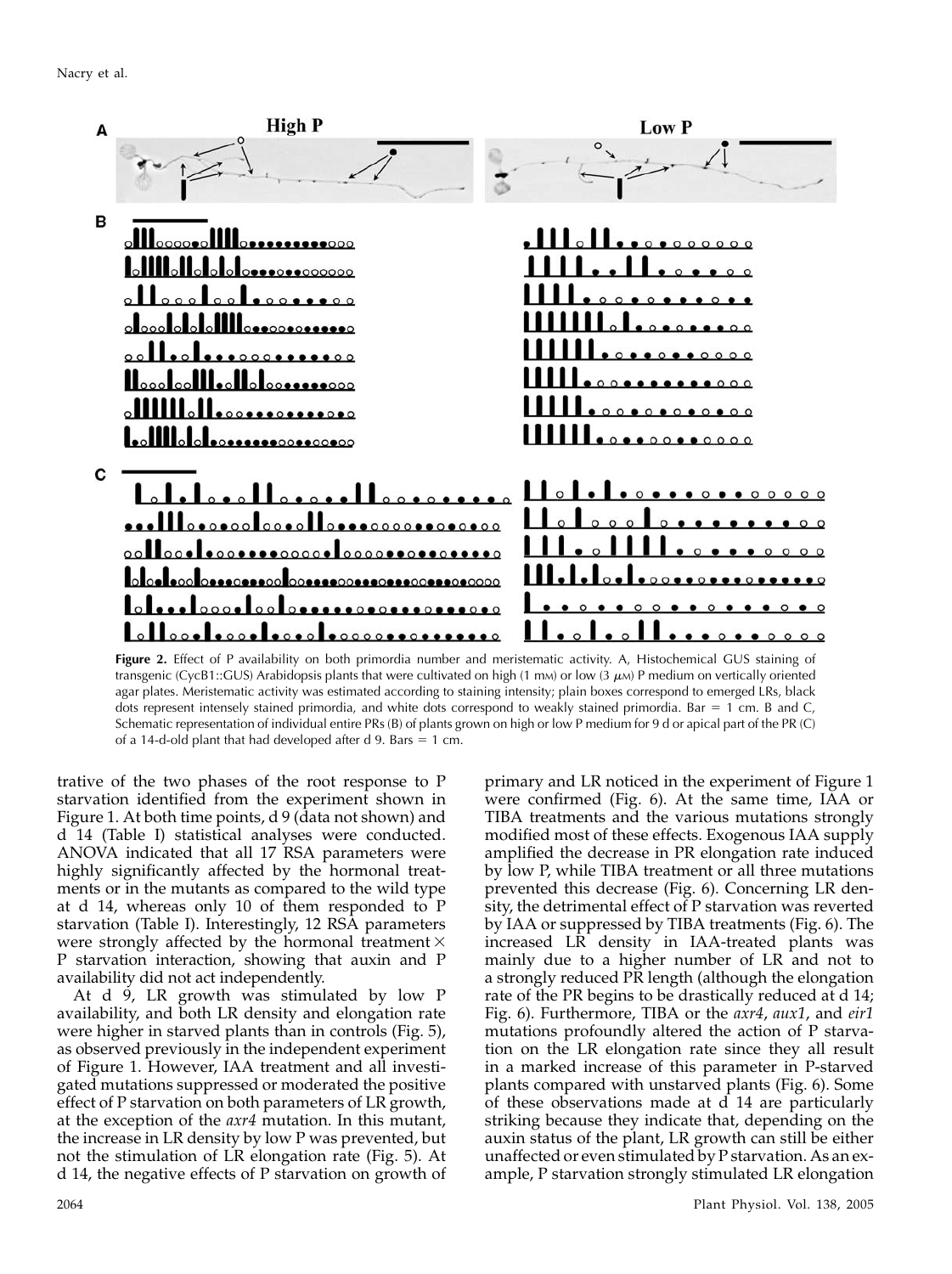**Figure 2.** Effect of P availability on both primordia number and meristematic activity. A, Histochemical GUS staining of transgenic (CycB1::GUS) Arabidopsis plants that were cultivated on high (1 mM) or low (3 $\mu$M) P medium on vertically oriented agar plates. Meristematic activity was estimated according to staining intensity; plain boxes correspond to emerged LRs, black dots represent intensely stained primordia, and white dots correspond to weakly stained primordia. Bar = 1 cm. B and C, Schematic representation of individual entire PRs (B) of plants grown on high or low P medium for 9 d or apical part of the PR (C) of a 14-d-old plant that had developed after d 9. Bars = 1 cm.

trative of the two phases of the root response to P starvation identified from the experiment shown in Figure 1. At both time points, d 9 (data not shown) and d 14 (Table I) statistical analyses were conducted. ANOVA indicated that all 17 RSA parameters were highly significantly affected by the hormonal treatments or in the mutants as compared to the wild type at d 14, whereas only 10 of them responded to P starvation (Table I). Interestingly, 12 RSA parameters were strongly affected by the hormonal treatment × P starvation interaction, showing that auxin and P availability did not act independently.

At d 9, LR growth was stimulated by low P availability, and both LR density and elongation rate were higher in starved plants than in controls (Fig. 5), as observed previously in the independent experiment of Figure 1. However, IAA treatment and all investigated mutations suppressed or moderated the positive effect of P starvation on both parameters of LR growth, at the exception of the *axr4* mutation. In this mutant, the increase in LR density by low P was prevented, but not the stimulation of LR elongation rate (Fig. 5). At d 14, the negative effects of P starvation on growth of primary and LR noticed in the experiment of Figure 1 were confirmed (Fig. 6). At the same time, IAA or TIBA treatments and the various mutations strongly modified most of these effects. Exogenous IAA supply amplified the decrease in PR elongation rate induced by low P, while TIBA treatment or all three mutations prevented this decrease (Fig. 6). Concerning LR density, the detrimental effect of P starvation was reverted by IAA or suppressed by TIBA treatments (Fig. 6). The increased LR density in IAA-treated plants was mainly due to a higher number of LR and not to a strongly reduced PR length (although the elongation rate of the PR begins to be drastically reduced at d 14; Fig. 6). Furthermore, TIBA or the *axr4*, *aux1*, and *eir1* mutations profoundly altered the action of P starvation on the LR elongation rate since they all result in a marked increase of this parameter in P-starved plants compared with unstarved plants (Fig. 6). Some of these observations made at d 14 are particularly striking because they indicate that, depending on the auxin status of the plant, LR growth can still be either unaffected or even stimulated by P starvation. As an example, P starvation strongly stimulated LR elongation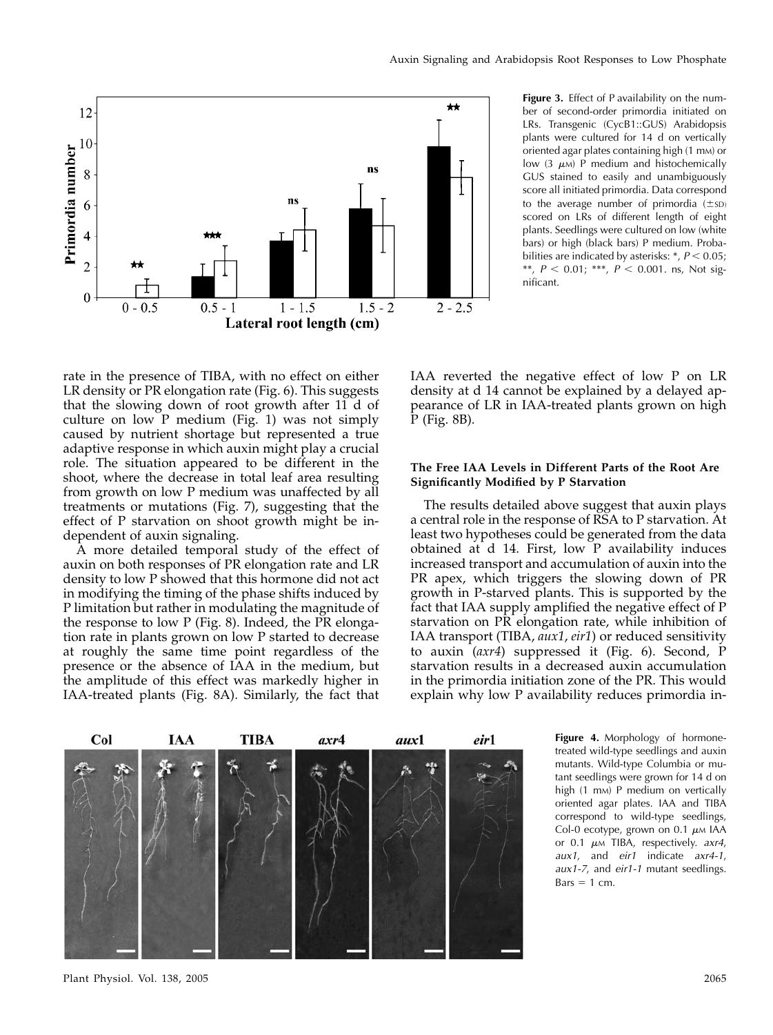**Figure 3.** Effect of P availability on the number of second-order primordia initiated on LRs. Transgenic (CycB1::GUS) Arabidopsis plants were cultured for 14 d on vertically oriented agar plates containing high (1 mM) or low (3 $\mu$M) P medium and histochemically GUS stained to easily and unambiguously score all initiated primordia. Data correspond to the average number of primordia ($\pm$SD) scored on LRs of different length of eight plants. Seedlings were cultured on low (white bars) or high (black bars) P medium. Probabilities are indicated by asterisks: *, $P < 0.05$; **, $P < 0.01$; ***, $P < 0.001$. ns, Not significant.

rate in the presence of TIBA, with no effect on either LR density or PR elongation rate (Fig. 6). This suggests that the slowing down of root growth after 11 d of culture on low P medium (Fig. 1) was not simply caused by nutrient shortage but represented a true adaptive response in which auxin might play a crucial role. The situation appeared to be different in the shoot, where the decrease in total leaf area resulting from growth on low P medium was unaffected by all treatments or mutations (Fig. 7), suggesting that the effect of P starvation on shoot growth might be independent of auxin signaling.

A more detailed temporal study of the effect of auxin on both responses of PR elongation rate and LR density to low P showed that this hormone did not act in modifying the timing of the phase shifts induced by P limitation but rather in modulating the magnitude of the response to low P (Fig. 8). Indeed, the PR elongation rate in plants grown on low P started to decrease at roughly the same time point regardless of the presence or the absence of IAA in the medium, but the amplitude of this effect was markedly higher in IAA-treated plants (Fig. 8A). Similarly, the fact that IAA reverted the negative effect of low P on LR density at d 14 cannot be explained by a delayed appearance of LR in IAA-treated plants grown on high P (Fig. 8B).

### The Free IAA Levels in Different Parts of the Root Are Significantly Modified by P Starvation

The results detailed above suggest that auxin plays a central role in the response of RSA to P starvation. At least two hypotheses could be generated from the data obtained at d 14. First, low P availability induces increased transport and accumulation of auxin into the PR apex, which triggers the slowing down of PR growth in P-starved plants. This is supported by the fact that IAA supply amplified the negative effect of P starvation on PR elongation rate, while inhibition of IAA transport (TIBA, *aux1*, *eir1*) or reduced sensitivity to auxin (*axr4*) suppressed it (Fig. 6). Second, P starvation results in a decreased auxin accumulation in the primordia initiation zone of the PR. This would explain why low P availability reduces primordia in-

**Figure 4.** Morphology of hormone-treated wild-type seedlings and auxin mutants. Wild-type Columbia or mutant seedlings were grown for 14 d on high (1 mM) P medium on vertically oriented agar plates. IAA and TIBA correspond to wild-type seedlings, Col-0 ecotype, grown on 0.1 $\mu$M IAA or 0.1 $\mu$M TIBA, respectively. *axr4*, *aux1*, and *eir1* indicate *axr4-1*, *aux1-7*, and *eir1-1* mutant seedlings. Bars = 1 cm.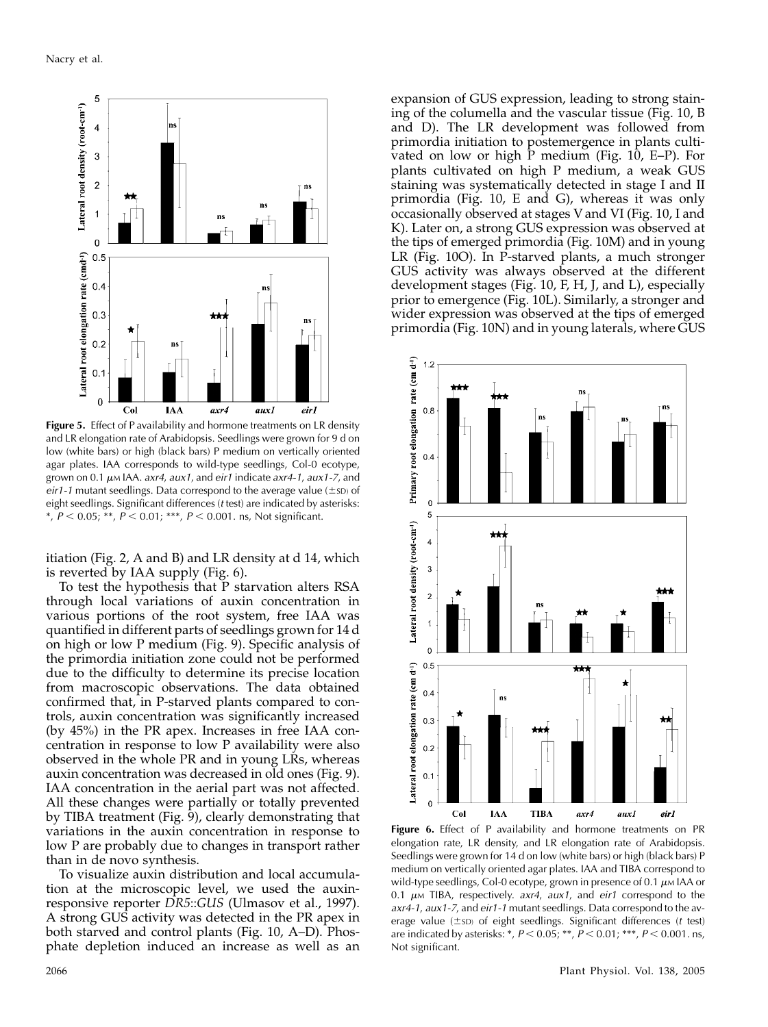**Figure 5.** Effect of P availability and hormone treatments on LR density and LR elongation rate of Arabidopsis. Seedlings were grown for 9 d on low (white bars) or high (black bars) P medium on vertically oriented agar plates. IAA corresponds to wild-type seedlings, Col-0 ecotype, grown on 0.1 $\mu$M IAA. *axr4*, *aux1*, and *eir1* indicate *axr4-1*, *aux1-7*, and *eir1-1* mutant seedlings. Data correspond to the average value ($\pm$SD) of eight seedlings. Significant differences (*t* test) are indicated by asterisks: *, $P < 0.05$; **, $P < 0.01$; ***, $P < 0.001$. ns, Not significant.

itiation (Fig. 2, A and B) and LR density at d 14, which is reverted by IAA supply (Fig. 6).

To test the hypothesis that P starvation alters RSA through local variations of auxin concentration in various portions of the root system, free IAA was quantified in different parts of seedlings grown for 14 d on high or low P medium (Fig. 9). Specific analysis of the primordia initiation zone could not be performed due to the difficulty to determine its precise location from macroscopic observations. The data obtained confirmed that, in P-starved plants compared to controls, auxin concentration was significantly increased (by 45%) in the PR apex. Increases in free IAA concentration in response to low P availability were also observed in the whole PR and in young LRs, whereas auxin concentration was decreased in old ones (Fig. 9). IAA concentration in the aerial part was not affected. All these changes were partially or totally prevented by TIBA treatment (Fig. 9), clearly demonstrating that variations in the auxin concentration in response to low P are probably due to changes in transport rather than in de novo synthesis.

To visualize auxin distribution and local accumulation at the microscopic level, we used the auxin-responsive reporter *DR5*::*GUS* (Ulmasov et al., 1997). A strong GUS activity was detected in the PR apex in both starved and control plants (Fig. 10, A–D). Phosphate depletion induced an increase as well as an expansion of GUS expression, leading to strong staining of the columella and the vascular tissue (Fig. 10, B and D). The LR development was followed from primordia initiation to postemergence in plants cultivated on low or high P medium (Fig. 10, E–P). For plants cultivated on high P medium, a weak GUS staining was systematically detected in stage I and II primordia (Fig. 10, E and G), whereas it was only occasionally observed at stages V and VI (Fig. 10, I and K). Later on, a strong GUS expression was observed at the tips of emerged primordia (Fig. 10M) and in young LR (Fig. 10O). In P-starved plants, a much stronger GUS activity was always observed at the different development stages (Fig. 10, F, H, J, and L), especially prior to emergence (Fig. 10L). Similarly, a stronger and wider expression was observed at the tips of emerged primordia (Fig. 10N) and in young laterals, where GUS

**Figure 6.** Effect of P availability and hormone treatments on PR elongation rate, LR density, and LR elongation rate of Arabidopsis. Seedlings were grown for 14 d on low (white bars) or high (black bars) P medium on vertically oriented agar plates. IAA and TIBA correspond to wild-type seedlings, Col-0 ecotype, grown in presence of 0.1 $\mu$M IAA or 0.1 $\mu$M TIBA, respectively. *axr4*, *aux1*, and *eir1* correspond to the *axr4-1*, *aux1-7*, and *eir1-1* mutant seedlings. Data correspond to the average value ($\pm$SD) of eight seedlings. Significant differences (*t* test) are indicated by asterisks: *, $P < 0.05$; **, $P < 0.01$; ***, $P < 0.001$. ns, Not significant.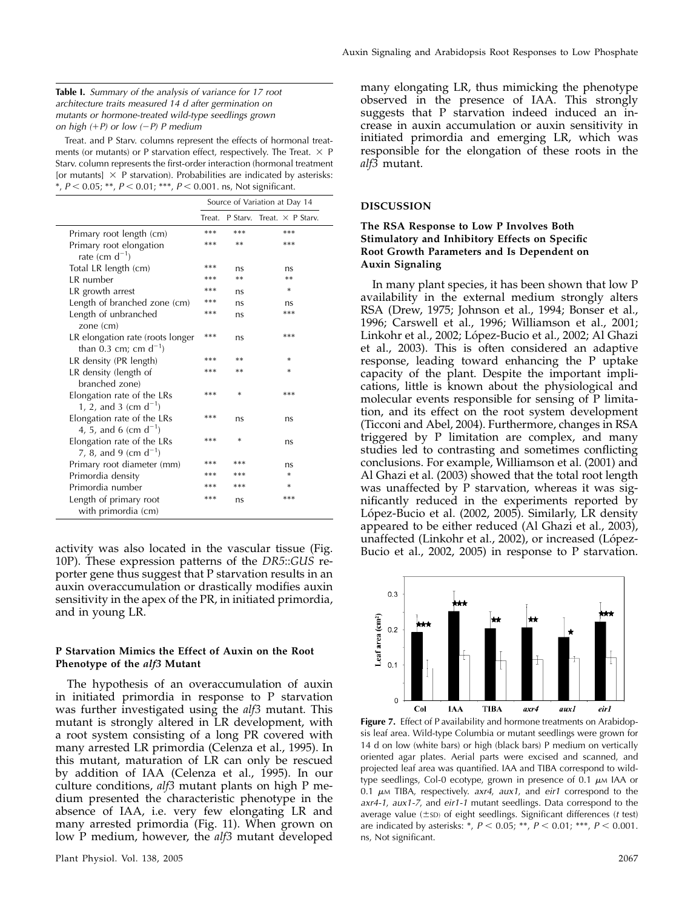**Table I.** *Summary of the analysis of variance for 17 root architecture traits measured 14 d after germination on mutants or hormone-treated wild-type seedlings grown on high (+P) or low (−P) P medium*

Treat. and P Starv. columns represent the effects of hormonal treatments (or mutants) or P starvation effect, respectively. The Treat. × P Starv. column represents the first-order interaction (hormonal treatment [or mutants] × P starvation). Probabilities are indicated by asterisks: *, $P < 0.05$; **, $P < 0.01$; ***, $P < 0.001$. ns, Not significant.

| | Source of Variation at Day 14 | | |
|---|---|---|---|
| | Treat. | P Starv. | Treat. × P Starv. |
| Primary root length (cm) | *** | *** | *** |
| Primary root elongation rate (cm $d^{-1}$) | *** | ** | *** |
| Total LR length (cm) | *** | ns | ns |
| LR number | *** | ** | ** |
| LR growth arrest | *** | ns | * |
| Length of branched zone (cm) | *** | ns | ns |
| Length of unbranched zone (cm) | *** | ns | *** |
| LR elongation rate (roots longer than 0.3 cm; cm $d^{-1}$) | *** | ns | *** |
| LR density (PR length) | *** | ** | * |
| LR density (length of branched zone) | *** | ** | * |
| Elongation rate of the LRs 1, 2, and 3 (cm $d^{-1}$) | *** | * | *** |
| Elongation rate of the LRs 4, 5, and 6 (cm $d^{-1}$) | *** | ns | ns |
| Elongation rate of the LRs 7, 8, and 9 (cm $d^{-1}$) | *** | * | ns |
| Primary root diameter (mm) | *** | *** | ns |
| Primordia density | *** | *** | * |
| Primordia number | *** | *** | * |
| Length of primary root with primordia (cm) | *** | ns | *** |

activity was also located in the vascular tissue (Fig. 10P). These expression patterns of the *DR5::GUS* reporter gene thus suggest that P starvation results in an auxin overaccumulation or drastically modifies auxin sensitivity in the apex of the PR, in initiated primordia, and in young LR.

### P Starvation Mimics the Effect of Auxin on the Root Phenotype of the *alf3* Mutant

The hypothesis of an overaccumulation of auxin in initiated primordia in response to P starvation was further investigated using the *alf3* mutant. This mutant is strongly altered in LR development, with a root system consisting of a long PR covered with many arrested LR primordia (Celenza et al., 1995). In this mutant, maturation of LR can only be rescued by addition of IAA (Celenza et al., 1995). In our culture conditions, *alf3* mutant plants on high P medium presented the characteristic phenotype in the absence of IAA, i.e. very few elongating LR and many arrested primordia (Fig. 11). When grown on low P medium, however, the *alf3* mutant developed many elongating LR, thus mimicking the phenotype observed in the presence of IAA. This strongly suggests that P starvation indeed induced an increase in auxin accumulation or auxin sensitivity in initiated primordia and emerging LR, which was responsible for the elongation of these roots in the *alf3* mutant.

## DISCUSSION

### The RSA Response to Low P Involves Both Stimulatory and Inhibitory Effects on Specific Root Growth Parameters and Is Dependent on Auxin Signaling

In many plant species, it has been shown that low P availability in the external medium strongly alters RSA (Drew, 1975; Johnson et al., 1994; Bonser et al., 1996; Carswell et al., 1996; Williamson et al., 2001; Linkohr et al., 2002; López-Bucio et al., 2002; Al Ghazi et al., 2003). This is often considered an adaptive response, leading toward enhancing the P uptake capacity of the plant. Despite the important implications, little is known about the physiological and molecular events responsible for sensing of P limitation, and its effect on the root system development (Ticconi and Abel, 2004). Furthermore, changes in RSA triggered by P limitation are complex, and many studies led to contrasting and sometimes conflicting conclusions. For example, Williamson et al. (2001) and Al Ghazi et al. (2003) showed that the total root length was unaffected by P starvation, whereas it was significantly reduced in the experiments reported by López-Bucio et al. (2002, 2005). Similarly, LR density appeared to be either reduced (Al Ghazi et al., 2003), unaffected (Linkohr et al., 2002), or increased (López-Bucio et al., 2002, 2005) in response to P starvation.

**Figure 7.** Effect of P availability and hormone treatments on Arabidopsis leaf area. Wild-type Columbia or mutant seedlings were grown for 14 d on low (white bars) or high (black bars) P medium on vertically oriented agar plates. Aerial parts were excised and scanned, and projected leaf area was quantified. IAA and TIBA correspond to wild-type seedlings, Col-0 ecotype, grown in presence of 0.1 $\mu$M IAA or 0.1 $\mu$M TIBA, respectively. *axr4*, *aux1*, and *eir1* correspond to the *axr4-1*, *aux1-7*, and *eir1-1* mutant seedlings. Data correspond to the average value (±SD) of eight seedlings. Significant differences (*t* test) are indicated by asterisks: *, $P < 0.05$; **, $P < 0.01$; ***, $P < 0.001$. ns, Not significant.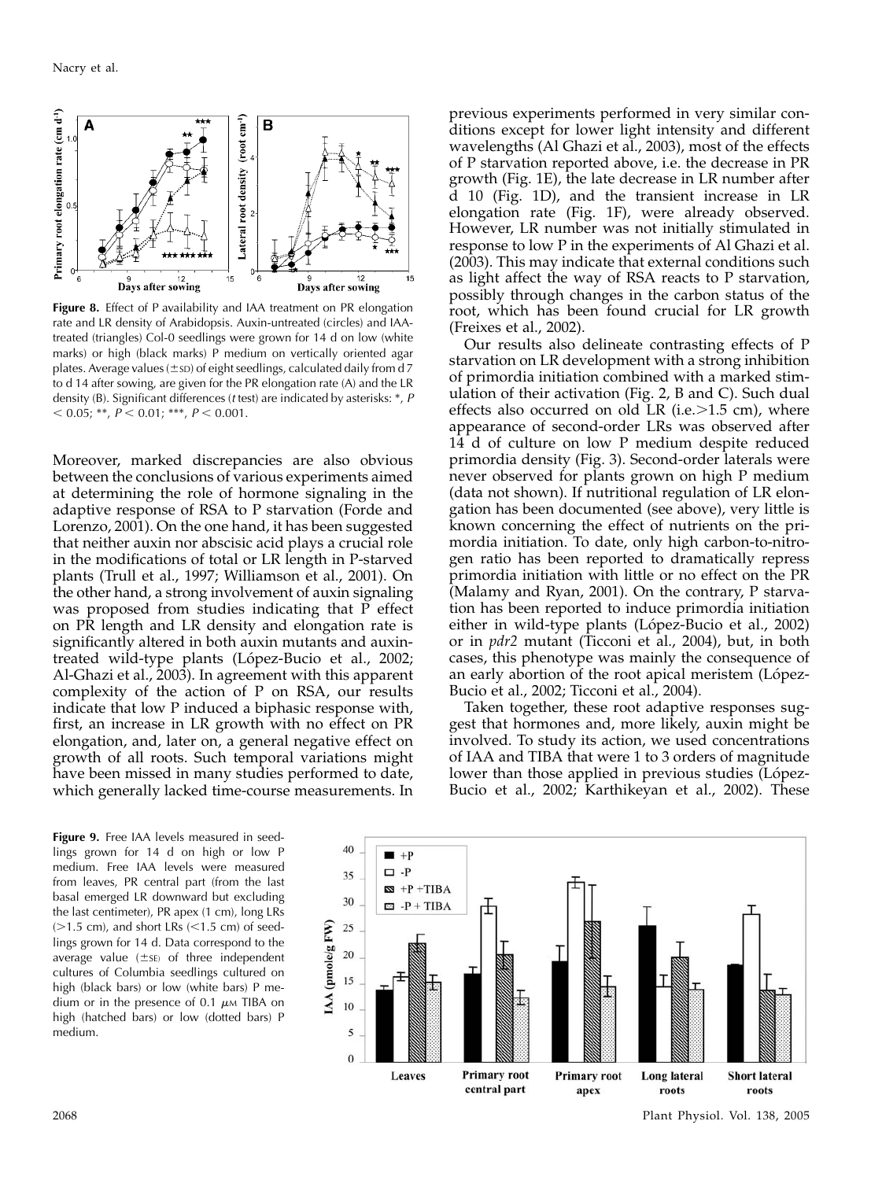**Figure 8.** Effect of P availability and IAA treatment on PR elongation rate and LR density of Arabidopsis. Auxin-untreated (circles) and IAA-treated (triangles) Col-0 seedlings were grown for 14 d on low (white marks) or high (black marks) P medium on vertically oriented agar plates. Average values (±SD) of eight seedlings, calculated daily from d 7 to d 14 after sowing, are given for the PR elongation rate (A) and the LR density (B). Significant differences (*t* test) are indicated by asterisks: *, $P < 0.05$; **, $P < 0.01$; ***, $P < 0.001$.

Moreover, marked discrepancies are also obvious between the conclusions of various experiments aimed at determining the role of hormone signaling in the adaptive response of RSA to P starvation (Forde and Lorenzo, 2001). On the one hand, it has been suggested that neither auxin nor abscisic acid plays a crucial role in the modifications of total or LR length in P-starved plants (Trull et al., 1997; Williamson et al., 2001). On the other hand, a strong involvement of auxin signaling was proposed from studies indicating that P effect on PR length and LR density and elongation rate is significantly altered in both auxin mutants and auxin-treated wild-type plants (López-Bucio et al., 2002; Al-Ghazi et al., 2003). In agreement with this apparent complexity of the action of P on RSA, our results indicate that low P induced a biphasic response with, first, an increase in LR growth with no effect on PR elongation, and, later on, a general negative effect on growth of all roots. Such temporal variations might have been missed in many studies performed to date, which generally lacked time-course measurements. In previous experiments performed in very similar conditions except for lower light intensity and different wavelengths (Al Ghazi et al., 2003), most of the effects of P starvation reported above, i.e. the decrease in PR growth (Fig. 1E), the late decrease in LR number after d 10 (Fig. 1D), and the transient increase in LR elongation rate (Fig. 1F), were already observed. However, LR number was not initially stimulated in response to low P in the experiments of Al Ghazi et al. (2003). This may indicate that external conditions such as light affect the way of RSA reacts to P starvation, possibly through changes in the carbon status of the root, which has been found crucial for LR growth (Freixes et al., 2002).

Our results also delineate contrasting effects of P starvation on LR development with a strong inhibition of primordia initiation combined with a marked stimulation of their activation (Fig. 2, B and C). Such dual effects also occurred on old LR (i.e.>1.5 cm), where appearance of second-order LRs was observed after 14 d of culture on low P medium despite reduced primordia density (Fig. 3). Second-order laterals were never observed for plants grown on high P medium (data not shown). If nutritional regulation of LR elongation has been documented (see above), very little is known concerning the effect of nutrients on the primordia initiation. To date, only high carbon-to-nitrogen ratio has been reported to dramatically repress primordia initiation with little or no effect on the PR (Malamy and Ryan, 2001). On the contrary, P starvation has been reported to induce primordia initiation either in wild-type plants (López-Bucio et al., 2002) or in *pdr2* mutant (Ticconi et al., 2004), but, in both cases, this phenotype was mainly the consequence of an early abortion of the root apical meristem (López-Bucio et al., 2002; Ticconi et al., 2004).

Taken together, these root adaptive responses suggest that hormones and, more likely, auxin might be involved. To study its action, we used concentrations of IAA and TIBA that were 1 to 3 orders of magnitude lower than those applied in previous studies (López-Bucio et al., 2002; Karthikeyan et al., 2002). These

**Figure 9.** Free IAA levels measured in seedlings grown for 14 d on high or low P medium. Free IAA levels were measured from leaves, PR central part (from the last basal emerged LR downward but excluding the last centimeter), PR apex (1 cm), long LRs (>1.5 cm), and short LRs (<1.5 cm) of seedlings grown for 14 d. Data correspond to the average value (±SE) of three independent cultures of Columbia seedlings cultured on high (black bars) or low (white bars) P medium or in the presence of 0.1 $\mu$M TIBA on high (hatched bars) or low (dotted bars) P medium.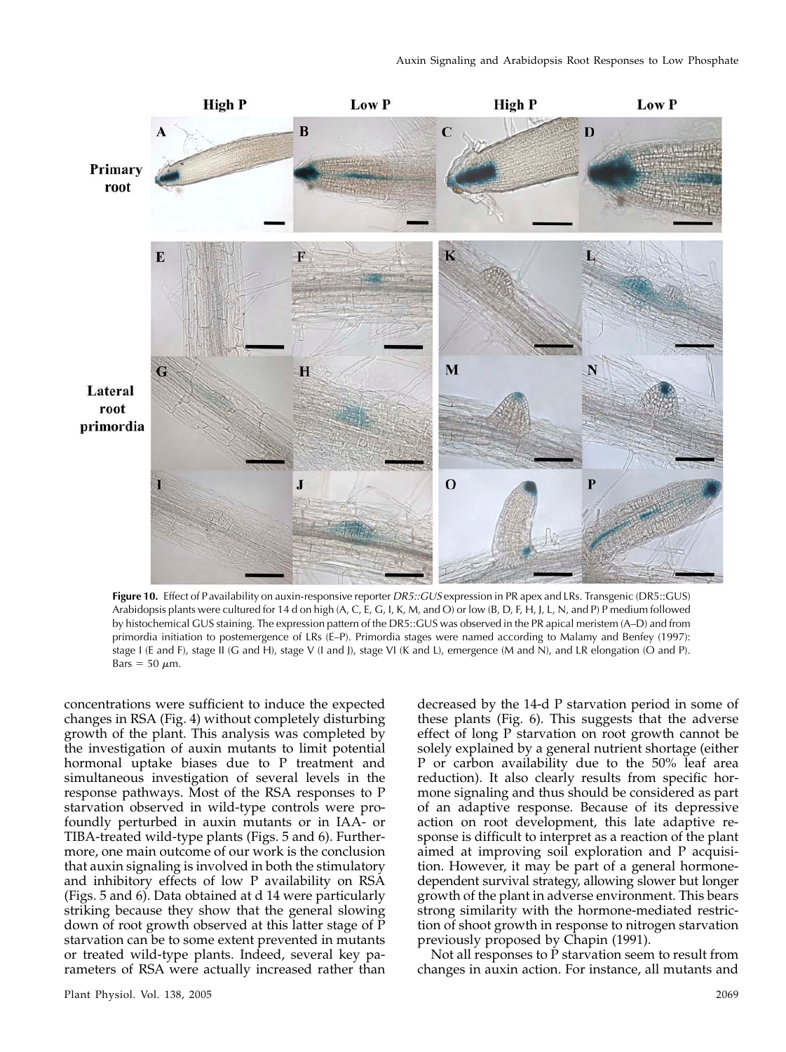**Figure 10.** Effect of P availability on auxin-responsive reporter *DR5::GUS* expression in PR apex and LRs. Transgenic (DR5::GUS) Arabidopsis plants were cultured for 14 d on high (A, C, E, G, I, K, M, and O) or low (B, D, F, H, J, L, N, and P) P medium followed by histochemical GUS staining. The expression pattern of the DR5::GUS was observed in the PR apical meristem (A–D) and from primordia initiation to postemergence of LRs (E–P). Primordia stages were named according to Malamy and Benfey (1997): stage I (E and F), stage II (G and H), stage V (I and J), stage VI (K and L), emergence (M and N), and LR elongation (O and P). Bars = 50 $\mu$m.

concentrations were sufficient to induce the expected changes in RSA (Fig. 4) without completely disturbing growth of the plant. This analysis was completed by the investigation of auxin mutants to limit potential hormonal uptake biases due to P treatment and simultaneous investigation of several levels in the response pathways. Most of the RSA responses to P starvation observed in wild-type controls were profoundly perturbed in auxin mutants or in IAA- or TIBA-treated wild-type plants (Figs. 5 and 6). Furthermore, one main outcome of our work is the conclusion that auxin signaling is involved in both the stimulatory and inhibitory effects of low P availability on RSA (Figs. 5 and 6). Data obtained at d 14 were particularly striking because they show that the general slowing down of root growth observed at this latter stage of P starvation can be to some extent prevented in mutants or treated wild-type plants. Indeed, several key parameters of RSA were actually increased rather than decreased by the 14-d P starvation period in some of these plants (Fig. 6). This suggests that the adverse effect of long P starvation on root growth cannot be solely explained by a general nutrient shortage (either P or carbon availability due to the 50% leaf area reduction). It also clearly results from specific hormone signaling and thus should be considered as part of an adaptive response. Because of its depressive action on root development, this late adaptive response is difficult to interpret as a reaction of the plant aimed at improving soil exploration and P acquisition. However, it may be part of a general hormone-dependent survival strategy, allowing slower but longer growth of the plant in adverse environment. This bears strong similarity with the hormone-mediated restriction of shoot growth in response to nitrogen starvation previously proposed by Chapin (1991).

Not all responses to P starvation seem to result from changes in auxin action. For instance, all mutants and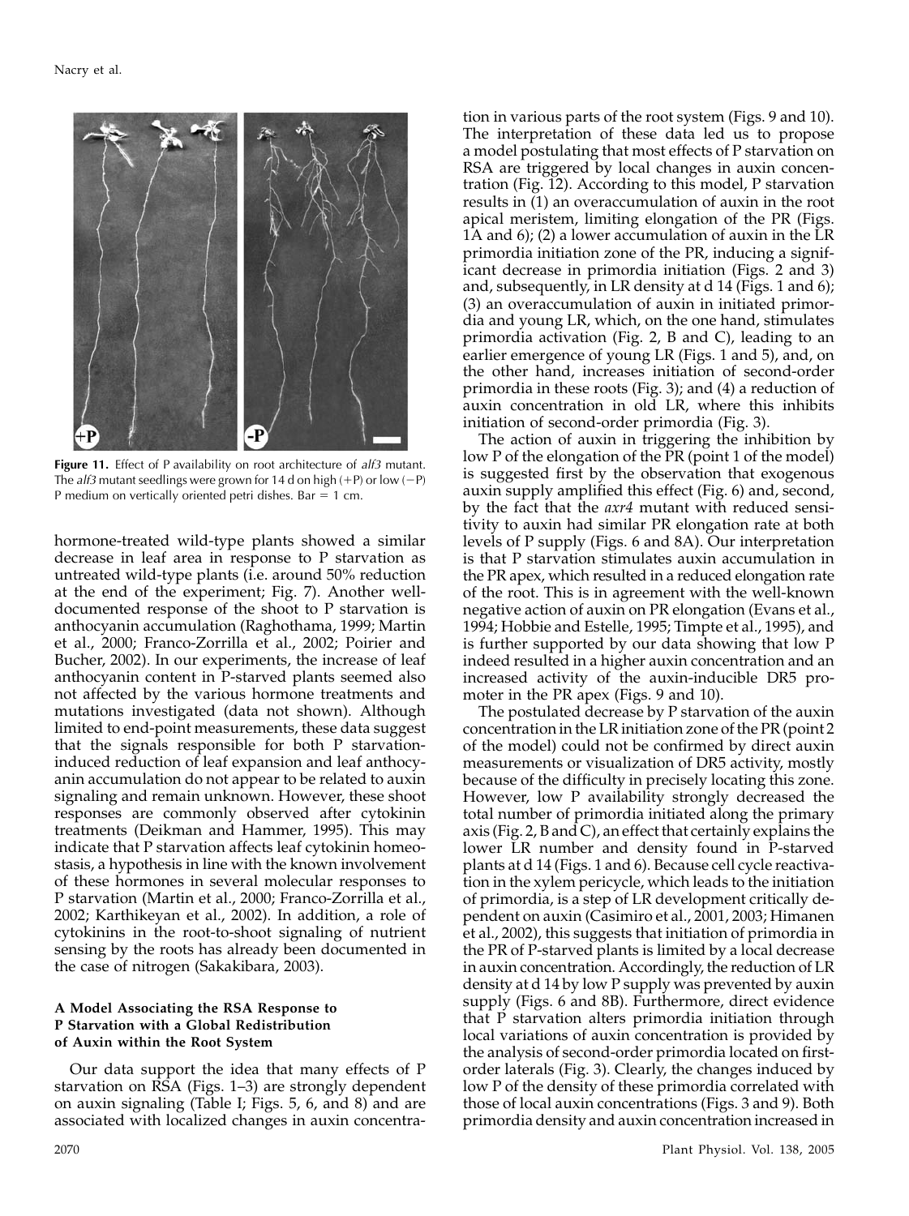**Figure 11.** Effect of P availability on root architecture of *alf3* mutant. The *alf3* mutant seedlings were grown for 14 d on high (+P) or low (−P) P medium on vertically oriented petri dishes. Bar = 1 cm.

hormone-treated wild-type plants showed a similar decrease in leaf area in response to P starvation as untreated wild-type plants (i.e. around 50% reduction at the end of the experiment; Fig. 7). Another well-documented response of the shoot to P starvation is anthocyanin accumulation (Raghothama, 1999; Martin et al., 2000; Franco-Zorrilla et al., 2002; Poirier and Bucher, 2002). In our experiments, the increase of leaf anthocyanin content in P-starved plants seemed also not affected by the various hormone treatments and mutations investigated (data not shown). Although limited to end-point measurements, these data suggest that the signals responsible for both P starvation-induced reduction of leaf expansion and leaf anthocyanin accumulation do not appear to be related to auxin signaling and remain unknown. However, these shoot responses are commonly observed after cytokinin treatments (Deikman and Hammer, 1995). This may indicate that P starvation affects leaf cytokinin homeostasis, a hypothesis in line with the known involvement of these hormones in several molecular responses to P starvation (Martin et al., 2000; Franco-Zorrilla et al., 2002; Karthikeyan et al., 2002). In addition, a role of cytokinins in the root-to-shoot signaling of nutrient sensing by the roots has already been documented in the case of nitrogen (Sakakibara, 2003).

### A Model Associating the RSA Response to P Starvation with a Global Redistribution of Auxin within the Root System

Our data support the idea that many effects of P starvation on RSA (Figs. 1–3) are strongly dependent on auxin signaling (Table I; Figs. 5, 6, and 8) and are associated with localized changes in auxin concentration in various parts of the root system (Figs. 9 and 10). The interpretation of these data led us to propose a model postulating that most effects of P starvation on RSA are triggered by local changes in auxin concentration (Fig. 12). According to this model, P starvation results in (1) an overaccumulation of auxin in the root apical meristem, limiting elongation of the PR (Figs. 1A and 6); (2) a lower accumulation of auxin in the LR primordia initiation zone of the PR, inducing a significant decrease in primordia initiation (Figs. 2 and 3) and, subsequently, in LR density at d 14 (Figs. 1 and 6); (3) an overaccumulation of auxin in initiated primordia and young LR, which, on the one hand, stimulates primordia activation (Fig. 2, B and C), leading to an earlier emergence of young LR (Figs. 1 and 5), and, on the other hand, increases initiation of second-order primordia in these roots (Fig. 3); and (4) a reduction of auxin concentration in old LR, where this inhibits initiation of second-order primordia (Fig. 3).

The action of auxin in triggering the inhibition by low P of the elongation of the PR (point 1 of the model) is suggested first by the observation that exogenous auxin supply amplified this effect (Fig. 6) and, second, by the fact that the *axr4* mutant with reduced sensitivity to auxin had similar PR elongation rate at both levels of P supply (Figs. 6 and 8A). Our interpretation is that P starvation stimulates auxin accumulation in the PR apex, which resulted in a reduced elongation rate of the root. This is in agreement with the well-known negative action of auxin on PR elongation (Evans et al., 1994; Hobbie and Estelle, 1995; Timpte et al., 1995), and is further supported by our data showing that low P indeed resulted in a higher auxin concentration and an increased activity of the auxin-inducible DR5 promoter in the PR apex (Figs. 9 and 10).

The postulated decrease by P starvation of the auxin concentration in the LR initiation zone of the PR (point 2 of the model) could not be confirmed by direct auxin measurements or visualization of DR5 activity, mostly because of the difficulty in precisely locating this zone. However, low P availability strongly decreased the total number of primordia initiated along the primary axis (Fig. 2, B and C), an effect that certainly explains the lower LR number and density found in P-starved plants at d 14 (Figs. 1 and 6). Because cell cycle reactivation in the xylem pericycle, which leads to the initiation of primordia, is a step of LR development critically dependent on auxin (Casimiro et al., 2001, 2003; Himanen et al., 2002), this suggests that initiation of primordia in the PR of P-starved plants is limited by a local decrease in auxin concentration. Accordingly, the reduction of LR density at d 14 by low P supply was prevented by auxin supply (Figs. 6 and 8B). Furthermore, direct evidence that P starvation alters primordia initiation through local variations of auxin concentration is provided by the analysis of second-order primordia located on first-order laterals (Fig. 3). Clearly, the changes induced by low P of the density of these primordia correlated with those of local auxin concentrations (Figs. 3 and 9). Both primordia density and auxin concentration increased in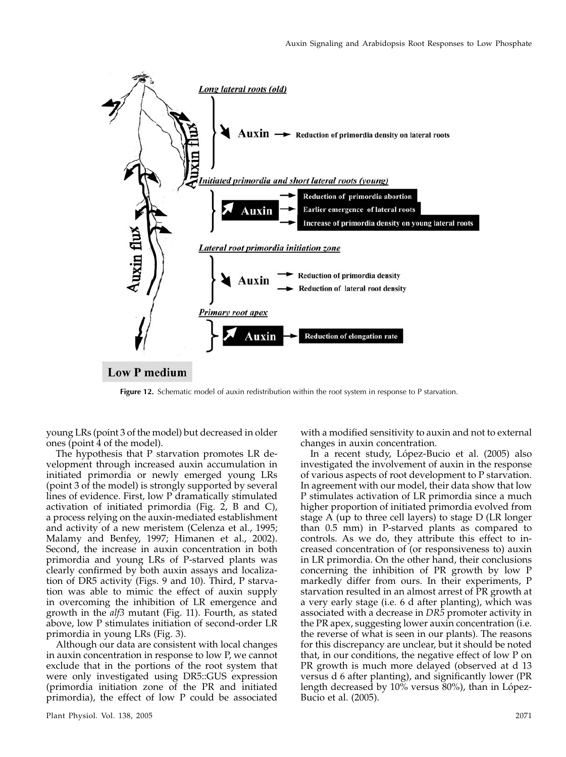**Figure 12.** Schematic model of auxin redistribution within the root system in response to P starvation.

young LRs (point 3 of the model) but decreased in older ones (point 4 of the model).

The hypothesis that P starvation promotes LR development through increased auxin accumulation in initiated primordia or newly emerged young LRs (point 3 of the model) is strongly supported by several lines of evidence. First, low P dramatically stimulated activation of initiated primordia (Fig. 2, B and C), a process relying on the auxin-mediated establishment and activity of a new meristem (Celenza et al., 1995; Malamy and Benfey, 1997; Himanen et al., 2002). Second, the increase in auxin concentration in both primordia and young LRs of P-starved plants was clearly confirmed by both auxin assays and localization of DR5 activity (Figs. 9 and 10). Third, P starvation was able to mimic the effect of auxin supply in overcoming the inhibition of LR emergence and growth in the *alf3* mutant (Fig. 11). Fourth, as stated above, low P stimulates initiation of second-order LR primordia in young LRs (Fig. 3).

Although our data are consistent with local changes in auxin concentration in response to low P, we cannot exclude that in the portions of the root system that were only investigated using DR5::GUS expression (primordia initiation zone of the PR and initiated primordia), the effect of low P could be associated with a modified sensitivity to auxin and not to external changes in auxin concentration.

In a recent study, López-Bucio et al. (2005) also investigated the involvement of auxin in the response of various aspects of root development to P starvation. In agreement with our model, their data show that low P stimulates activation of LR primordia since a much higher proportion of initiated primordia evolved from stage A (up to three cell layers) to stage D (LR longer than 0.5 mm) in P-starved plants as compared to controls. As we do, they attribute this effect to increased concentration of (or responsiveness to) auxin in LR primordia. On the other hand, their conclusions concerning the inhibition of PR growth by low P markedly differ from ours. In their experiments, P starvation resulted in an almost arrest of PR growth at a very early stage (i.e. 6 d after planting), which was associated with a decrease in *DR5* promoter activity in the PR apex, suggesting lower auxin concentration (i.e. the reverse of what is seen in our plants). The reasons for this discrepancy are unclear, but it should be noted that, in our conditions, the negative effect of low P on PR growth is much more delayed (observed at d 13 versus d 6 after planting), and significantly lower (PR length decreased by 10% versus 80%), than in López-Bucio et al. (2005).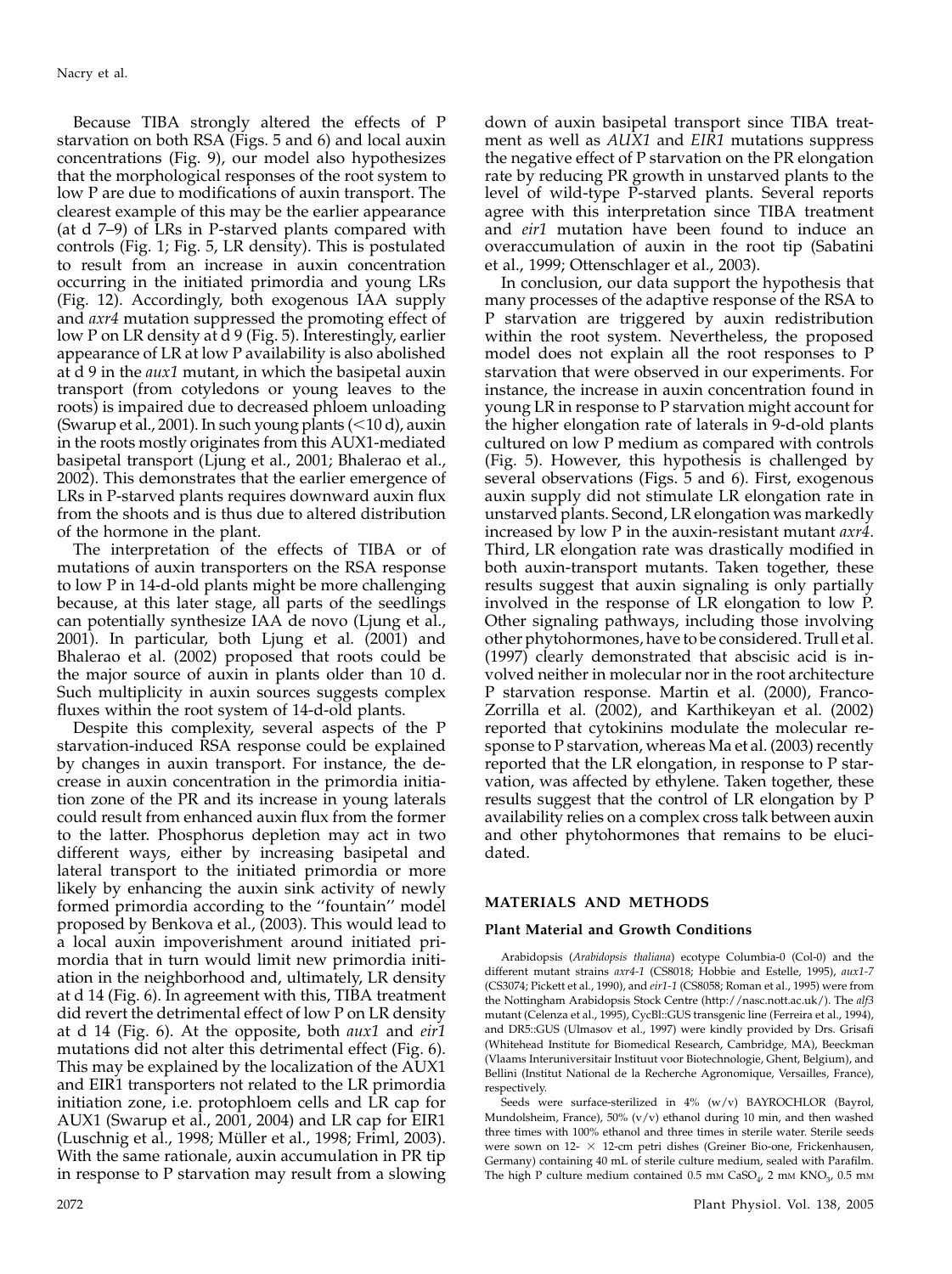Because TIBA strongly altered the effects of P starvation on both RSA (Figs. 5 and 6) and local auxin concentrations (Fig. 9), our model also hypothesizes that the morphological responses of the root system to low P are due to modifications of auxin transport. The clearest example of this may be the earlier appearance (at d 7–9) of LRs in P-starved plants compared with controls (Fig. 1; Fig. 5, LR density). This is postulated to result from an increase in auxin concentration occurring in the initiated primordia and young LRs (Fig. 12). Accordingly, both exogenous IAA supply and *axr4* mutation suppressed the promoting effect of low P on LR density at d 9 (Fig. 5). Interestingly, earlier appearance of LR at low P availability is also abolished at d 9 in the *aux1* mutant, in which the basipetal auxin transport (from cotyledons or young leaves to the roots) is impaired due to decreased phloem unloading (Swarup et al., 2001). In such young plants (<10 d), auxin in the roots mostly originates from this AUX1-mediated basipetal transport (Ljung et al., 2001; Bhalerao et al., 2002). This demonstrates that the earlier emergence of LRs in P-starved plants requires downward auxin flux from the shoots and is thus due to altered distribution of the hormone in the plant.

The interpretation of the effects of TIBA or of mutations of auxin transporters on the RSA response to low P in 14-d-old plants might be more challenging because, at this later stage, all parts of the seedlings can potentially synthesize IAA de novo (Ljung et al., 2001). In particular, both Ljung et al. (2001) and Bhalerao et al. (2002) proposed that roots could be the major source of auxin in plants older than 10 d. Such multiplicity in auxin sources suggests complex fluxes within the root system of 14-d-old plants.

Despite this complexity, several aspects of the P starvation-induced RSA response could be explained by changes in auxin transport. For instance, the decrease in auxin concentration in the primordia initiation zone of the PR and its increase in young laterals could result from enhanced auxin flux from the former to the latter. Phosphorus depletion may act in two different ways, either by increasing basipetal and lateral transport to the initiated primordia or more likely by enhancing the auxin sink activity of newly formed primordia according to the "fountain" model proposed by Benkova et al., (2003). This would lead to a local auxin impoverishment around initiated primordia that in turn would limit new primordia initiation in the neighborhood and, ultimately, LR density at d 14 (Fig. 6). In agreement with this, TIBA treatment did revert the detrimental effect of low P on LR density at d 14 (Fig. 6). At the opposite, both *aux1* and *eir1* mutations did not alter this detrimental effect (Fig. 6). This may be explained by the localization of the AUX1 and EIR1 transporters not related to the LR primordia initiation zone, i.e. protophloem cells and LR cap for AUX1 (Swarup et al., 2001, 2004) and LR cap for EIR1 (Luschnig et al., 1998; Müller et al., 1998; Friml, 2003). With the same rationale, auxin accumulation in PR tip in response to P starvation may result from a slowing down of auxin basipetal transport since TIBA treatment as well as *AUX1* and *EIR1* mutations suppress the negative effect of P starvation on the PR elongation rate by reducing PR growth in unstarved plants to the level of wild-type P-starved plants. Several reports agree with this interpretation since TIBA treatment and *eir1* mutation have been found to induce an overaccumulation of auxin in the root tip (Sabatini et al., 1999; Ottenschlager et al., 2003).

In conclusion, our data support the hypothesis that many processes of the adaptive response of the RSA to P starvation are triggered by auxin redistribution within the root system. Nevertheless, the proposed model does not explain all the root responses to P starvation that were observed in our experiments. For instance, the increase in auxin concentration found in young LR in response to P starvation might account for the higher elongation rate of laterals in 9-d-old plants cultured on low P medium as compared with controls (Fig. 5). However, this hypothesis is challenged by several observations (Figs. 5 and 6). First, exogenous auxin supply did not stimulate LR elongation rate in unstarved plants. Second, LR elongation was markedly increased by low P in the auxin-resistant mutant *axr4*. Third, LR elongation rate was drastically modified in both auxin-transport mutants. Taken together, these results suggest that auxin signaling is only partially involved in the response of LR elongation to low P. Other signaling pathways, including those involving other phytohormones, have to be considered. Trull et al. (1997) clearly demonstrated that abscisic acid is involved neither in molecular nor in the root architecture P starvation response. Martin et al. (2000), Franco-Zorrilla et al. (2002), and Karthikeyan et al. (2002) reported that cytokinins modulate the molecular response to P starvation, whereas Ma et al. (2003) recently reported that the LR elongation, in response to P starvation, was affected by ethylene. Taken together, these results suggest that the control of LR elongation by P availability relies on a complex cross talk between auxin and other phytohormones that remains to be elucidated.

## MATERIALS AND METHODS

### Plant Material and Growth Conditions

Arabidopsis (*Arabidopsis thaliana*) ecotype Columbia-0 (Col-0) and the different mutant strains *axr4-1* (CS8018; Hobbie and Estelle, 1995), *aux1-7* (CS3074; Pickett et al., 1990), and *eir1-1* (CS8058; Roman et al., 1995) were from the Nottingham Arabidopsis Stock Centre (http://nasc.nott.ac.uk/). The *alf3* mutant (Celenza et al., 1995), CycBl::GUS transgenic line (Ferreira et al., 1994), and DR5::GUS (Ulmasov et al., 1997) were kindly provided by Drs. Grisafi (Whitehead Institute for Biomedical Research, Cambridge, MA), Beeckman (Vlaams Interuniversitair Instituut voor Biotechnologie, Ghent, Belgium), and Bellini (Institut National de la Recherche Agronomique, Versailles, France), respectively.

Seeds were surface-sterilized in 4% (w/v) BAYROCHLOR (Bayrol, Mundolsheim, France), 50% (v/v) ethanol during 10 min, and then washed three times with 100% ethanol and three times in sterile water. Sterile seeds were sown on 12- × 12-cm petri dishes (Greiner Bio-one, Frickenhausen, Germany) containing 40 mL of sterile culture medium, sealed with Parafilm. The high P culture medium contained 0.5 mM $CaSO_4$, 2 mM $KNO_3$, 0.5 mM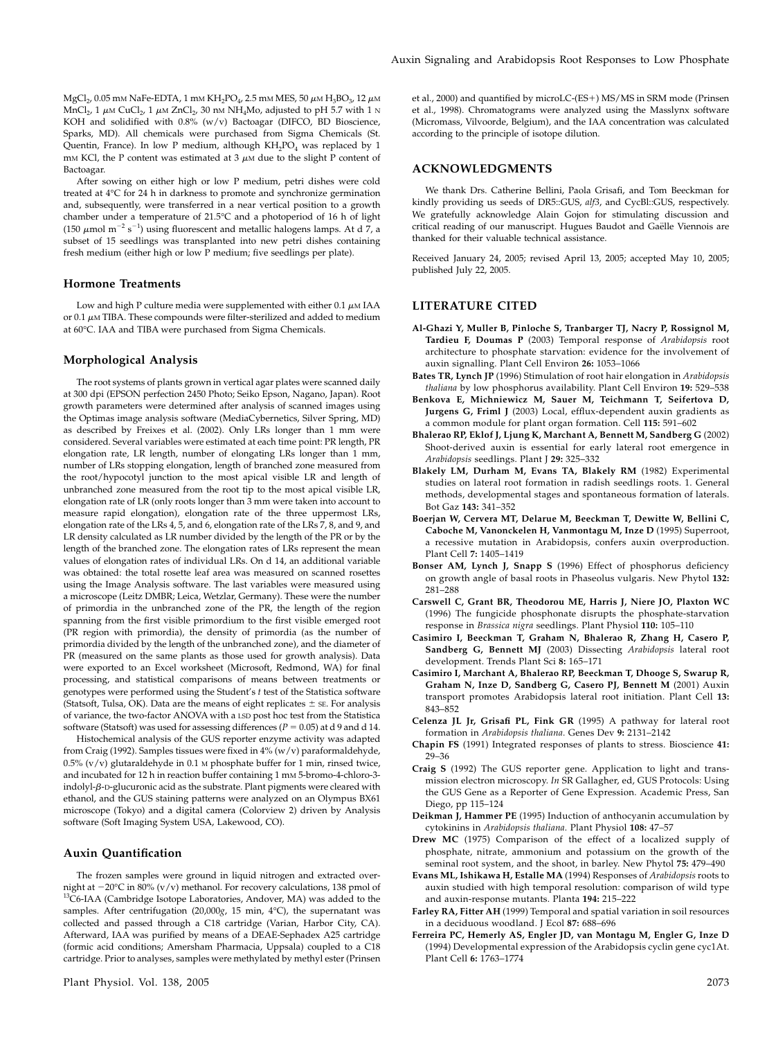$MgCl_2$, 0.05 mM NaFe-EDTA, 1 mM $KH_2PO_4$, 2.5 mM MES, 50 $\mu$M $H_3BO_3$, 12 $\mu$M $MnCl_2$, 1 $\mu$M $CuCl_2$, 1 $\mu$M $ZnCl_2$, 30 nM $NH_4Mo$, adjusted to pH 5.7 with 1 N KOH and solidified with 0.8% (w/v) Bactoagar (DIFCO, BD Bioscience, Sparks, MD). All chemicals were purchased from Sigma Chemicals (St. Quentin, France). In low P medium, although $KH_2PO_4$ was replaced by 1 mM KCl, the P content was estimated at 3 $\mu$M due to the slight P content of Bactoagar.

After sowing on either high or low P medium, petri dishes were cold treated at 4°C for 24 h in darkness to promote and synchronize germination and, subsequently, were transferred in a near vertical position to a growth chamber under a temperature of 21.5°C and a photoperiod of 16 h of light (150 $\mu$mol $m^{-2}$ $s^{-1}$) using fluorescent and metallic halogens lamps. At d 7, a subset of 15 seedlings was transplanted into new petri dishes containing fresh medium (either high or low P medium; five seedlings per plate).

### Hormone Treatments

Low and high P culture media were supplemented with either 0.1 $\mu$M IAA or 0.1 $\mu$M TIBA. These compounds were filter-sterilized and added to medium at 60°C. IAA and TIBA were purchased from Sigma Chemicals.

### Morphological Analysis

The root systems of plants grown in vertical agar plates were scanned daily at 300 dpi (EPSON perfection 2450 Photo; Seiko Epson, Nagano, Japan). Root growth parameters were determined after analysis of scanned images using the Optimas image analysis software (MediaCybernetics, Silver Spring, MD) as described by Freixes et al. (2002). Only LRs longer than 1 mm were considered. Several variables were estimated at each time point: PR length, PR elongation rate, LR length, number of elongating LRs longer than 1 mm, number of LRs stopping elongation, length of branched zone measured from the root/hypocotyl junction to the most apical visible LR and length of unbranched zone measured from the root tip to the most apical visible LR, elongation rate of LR (only roots longer than 3 mm were taken into account to measure rapid elongation), elongation rate of the three uppermost LRs, elongation rate of the LRs 4, 5, and 6, elongation rate of the LRs 7, 8, and 9, and LR density calculated as LR number divided by the length of the PR or by the length of the branched zone. The elongation rates of LRs represent the mean values of elongation rates of individual LRs. On d 14, an additional variable was obtained: the total rosette leaf area was measured on scanned rosettes using the Image Analysis software. The last variables were measured using a microscope (Leitz DMBR; Leica, Wetzlar, Germany). These were the number of primordia in the unbranched zone of the PR, the length of the region spanning from the first visible primordium to the first visible emerged root (PR region with primordia), the density of primordia (as the number of primordia divided by the length of the unbranched zone), and the diameter of PR (measured on the same plants as those used for growth analysis). Data were exported to an Excel worksheet (Microsoft, Redmond, WA) for final processing, and statistical comparisons of means between treatments or genotypes were performed using the Student's *t* test of the Statistica software (Statsoft, Tulsa, OK). Data are the means of eight replicates ± SE. For analysis of variance, the two-factor ANOVA with a LSD post hoc test from the Statistica software (Statsoft) was used for assessing differences ($P = 0.05$) at d 9 and d 14.

Histochemical analysis of the GUS reporter enzyme activity was adapted from Craig (1992). Samples tissues were fixed in 4% (w/v) paraformaldehyde, 0.5% (v/v) glutaraldehyde in 0.1 M phosphate buffer for 1 min, rinsed twice, and incubated for 12 h in reaction buffer containing 1 mM 5-bromo-4-chloro-3-indolyl-$\beta$-D-glucuronic acid as the substrate. Plant pigments were cleared with ethanol, and the GUS staining patterns were analyzed on an Olympus BX61 microscope (Tokyo) and a digital camera (Colorview 2) driven by Analysis software (Soft Imaging System USA, Lakewood, CO).

### Auxin Quantification

The frozen samples were ground in liquid nitrogen and extracted overnight at −20°C in 80% (v/v) methanol. For recovery calculations, 138 pmol of $^{13}C_6$-IAA (Cambridge Isotope Laboratories, Andover, MA) was added to the samples. After centrifugation (20,000*g*, 15 min, 4°C), the supernatant was collected and passed through a C18 cartridge (Varian, Harbor City, CA). Afterward, IAA was purified by means of a DEAE-Sephadex A25 cartridge (formic acid conditions; Amersham Pharmacia, Uppsala) coupled to a C18 cartridge. Prior to analyses, samples were methylated by methyl ester (Prinsen et al., 2000) and quantified by microLC-(ES+) MS/MS in SRM mode (Prinsen et al., 1998). Chromatograms were analyzed using the Masslynx software (Micromass, Vilvoorde, Belgium), and the IAA concentration was calculated according to the principle of isotope dilution.

## ACKNOWLEDGMENTS

We thank Drs. Catherine Bellini, Paola Grisafi, and Tom Beeckman for kindly providing us seeds of DR5::GUS, *alf3*, and CycBI::GUS, respectively. We gratefully acknowledge Alain Gojon for stimulating discussion and critical reading of our manuscript. Hugues Baudot and Gaëlle Viennois are thanked for their valuable technical assistance.

Received January 24, 2005; revised April 13, 2005; accepted May 10, 2005; published July 22, 2005.

## LITERATURE CITED

**Al-Ghazi Y, Muller B, Pinloche S, Tranbarger TJ, Nacry P, Rossignol M, Tardieu F, Doumas P** (2003) Temporal response of *Arabidopsis* root architecture to phosphate starvation: evidence for the involvement of auxin signalling. Plant Cell Environ **26:** 1053–1066

**Bates TR, Lynch JP** (1996) Stimulation of root hair elongation in *Arabidopsis thaliana* by low phosphorus availability. Plant Cell Environ **19:** 529–538

**Benkova E, Michniewicz M, Sauer M, Teichmann T, Seifertova D, Jurgens G, Friml J** (2003) Local, efflux-dependent auxin gradients as a common module for plant organ formation. Cell **115:** 591–602

**Bhalerao RP, Eklof J, Ljung K, Marchant A, Bennett M, Sandberg G** (2002) Shoot-derived auxin is essential for early lateral root emergence in *Arabidopsis* seedlings. Plant J **29:** 325–332

**Blakely LM, Durham M, Evans TA, Blakely RM** (1982) Experimental studies on lateral root formation in radish seedlings roots. 1. General methods, developmental stages and spontaneous formation of laterals. Bot Gaz **143:** 341–352

**Boerjan W, Cervera MT, Delarue M, Beeckman T, Dewitte W, Bellini C, Caboche M, Vanonckelen H, Vanmontagu M, Inze D** (1995) Superroot, a recessive mutation in Arabidopsis, confers auxin overproduction. Plant Cell **7:** 1405–1419

**Bonser AM, Lynch J, Snapp S** (1996) Effect of phosphorus deficiency on growth angle of basal roots in Phaseolus vulgaris. New Phytol **132:** 281–288

**Carswell C, Grant BR, Theodorou ME, Harris J, Niere JO, Plaxton WC** (1996) The fungicide phosphonate disrupts the phosphate-starvation response in *Brassica nigra* seedlings. Plant Physiol **110:** 105–110

**Casimiro I, Beeckman T, Graham N, Bhalerao R, Zhang H, Casero P, Sandberg G, Bennett MJ** (2003) Dissecting *Arabidopsis* lateral root development. Trends Plant Sci **8:** 165–171

**Casimiro I, Marchant A, Bhalerao RP, Beeckman T, Dhooge S, Swarup R, Graham N, Inze D, Sandberg G, Casero PJ, Bennett M** (2001) Auxin transport promotes Arabidopsis lateral root initiation. Plant Cell **13:** 843–852

**Celenza JL Jr, Grisafi PL, Fink GR** (1995) A pathway for lateral root formation in *Arabidopsis thaliana*. Genes Dev **9:** 2131–2142

**Chapin FS** (1991) Integrated responses of plants to stress. Bioscience **41:** 29–36

**Craig S** (1992) The GUS reporter gene. Application to light and transmission electron microscopy. *In* SR Gallagher, ed, GUS Protocols: Using the GUS Gene as a Reporter of Gene Expression. Academic Press, San Diego, pp 115–124

**Deikman J, Hammer PE** (1995) Induction of anthocyanin accumulation by cytokinins in *Arabidopsis thaliana*. Plant Physiol **108:** 47–57

**Drew MC** (1975) Comparison of the effect of a localized supply of phosphate, nitrate, ammonium and potassium on the growth of the seminal root system, and the shoot, in barley. New Phytol **75:** 479–490

**Evans ML, Ishikawa H, Estalle MA** (1994) Responses of *Arabidopsis* roots to auxin studied with high temporal resolution: comparison of wild type and auxin-response mutants. Planta **194:** 215–222

**Farley RA, Fitter AH** (1999) Temporal and spatial variation in soil resources in a deciduous woodland. J Ecol **87:** 688–696

**Ferreira PC, Hemerly AS, Engler JD, van Montagu M, Engler G, Inze D** (1994) Developmental expression of the Arabidopsis cyclin gene cyc1At. Plant Cell **6:** 1763–1774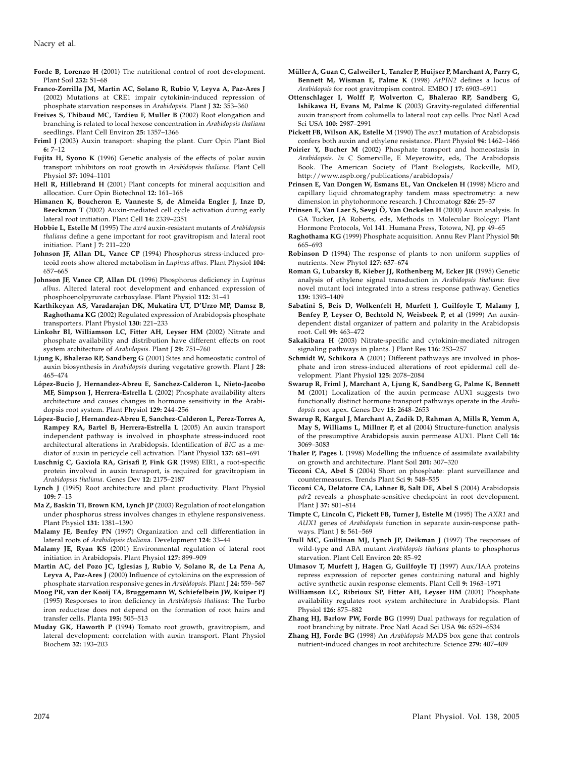**Forde B, Lorenzo H** (2001) The nutritional control of root development. Plant Soil **232:** 51–68

**Franco-Zorrilla JM, Martin AC, Solano R, Rubio V, Leyva A, Paz-Ares J** (2002) Mutations at CRE1 impair cytokinin-induced repression of phosphate starvation responses in *Arabidopsis*. Plant J **32:** 353–360

**Freixes S, Thibaud MC, Tardieu F, Muller B** (2002) Root elongation and branching is related to local hexose concentration in *Arabidopsis thaliana* seedlings. Plant Cell Environ **25:** 1357–1366

**Friml J** (2003) Auxin transport: shaping the plant. Curr Opin Plant Biol **6:** 7–12

**Fujita H, Syono K** (1996) Genetic analysis of the effects of polar auxin transport inhibitors on root growth in *Arabidopsis thaliana*. Plant Cell Physiol **37:** 1094–1101

**Hell R, Hillebrand H** (2001) Plant concepts for mineral acquisition and allocation. Curr Opin Biotechnol **12:** 161–168

**Himanen K, Boucheron E, Vanneste S, de Almeida Engler J, Inze D, Beeckman T** (2002) Auxin-mediated cell cycle activation during early lateral root initiation. Plant Cell **14:** 2339–2351

**Hobbie L, Estelle M** (1995) The *axr4* auxin-resistant mutants of *Arabidopsis thaliana* define a gene important for root gravitropism and lateral root initiation. Plant J **7:** 211–220

**Johnson JF, Allan DL, Vance CP** (1994) Phosphorus stress-induced proteoid roots show altered metabolism in *Lupinus albus*. Plant Physiol **104:** 657–665

**Johnson JF, Vance CP, Allan DL** (1996) Phosphorus deficiency in *Lupinus albus*. Altered lateral root development and enhanced expression of phosphoenolpyruvate carboxylase. Plant Physiol **112:** 31–41

**Karthikeyan AS, Varadarajan DK, Mukatira UT, D'Urzo MP, Damsz B, Raghothama KG** (2002) Regulated expression of Arabidopsis phosphate transporters. Plant Physiol **130:** 221–233

**Linkohr BI, Williamson LC, Fitter AH, Leyser HM** (2002) Nitrate and phosphate availability and distribution have different effects on root system architecture of *Arabidopsis*. Plant J **29:** 751–760

**Ljung K, Bhalerao RP, Sandberg G** (2001) Sites and homeostatic control of auxin biosynthesis in *Arabidopsis* during vegetative growth. Plant J **28:** 465–474

**López-Bucio J, Hernandez-Abreu E, Sanchez-Calderon L, Nieto-Jacobo MF, Simpson J, Herrera-Estrella L** (2002) Phosphate availability alters architecture and causes changes in hormone sensitivity in the Arabidopsis root system. Plant Physiol **129:** 244–256

**López-Bucio J, Hernandez-Abreu E, Sanchez-Calderon L, Perez-Torres A, Rampey RA, Bartel B, Herrera-Estrella L** (2005) An auxin transport independent pathway is involved in phosphate stress-induced root architectural alterations in Arabidopsis. Identification of *BIG* as a mediator of auxin in pericycle cell activation. Plant Physiol **137:** 681–691

**Luschnig C, Gaxiola RA, Grisafi P, Fink GR** (1998) EIR1, a root-specific protein involved in auxin transport, is required for gravitropism in *Arabidopsis thaliana*. Genes Dev **12:** 2175–2187

**Lynch J** (1995) Root architecture and plant productivity. Plant Physiol **109:** 7–13

**Ma Z, Baskin TI, Brown KM, Lynch JP** (2003) Regulation of root elongation under phosphorus stress involves changes in ethylene responsiveness. Plant Physiol **131:** 1381–1390

**Malamy JE, Benfey PN** (1997) Organization and cell differentiation in lateral roots of *Arabidopsis thalian*a. Development **124:** 33–44

**Malamy JE, Ryan KS** (2001) Environmental regulation of lateral root initiation in Arabidopsis. Plant Physiol **127:** 899–909

**Martin AC, del Pozo JC, Iglesias J, Rubio V, Solano R, de La Pena A, Leyva A, Paz-Ares J** (2000) Influence of cytokinins on the expression of phosphate starvation responsive genes in *Arabidopsis*. Plant J **24:** 559–567

**Moog PR, van der Kooij TA, Bruggemann W, Schiefelbein JW, Kuiper PJ** (1995) Responses to iron deficiency in *Arabidopsis thaliana*: The Turbo iron reductase does not depend on the formation of root hairs and transfer cells. Planta **195:** 505–513

**Muday GK, Haworth P** (1994) Tomato root growth, gravitropism, and lateral development: correlation with auxin transport. Plant Physiol Biochem **32:** 193–203

**Müller A, Guan C, Galweiler L, Tanzler P, Huijser P, Marchant A, Parry G, Bennett M, Wisman E, Palme K** (1998) *AtPIN2* defines a locus of *Arabidopsis* for root gravitropism control. EMBO J **17:** 6903–6911

**Ottenschlager I, Wolff P, Wolverton C, Bhalerao RP, Sandberg G, Ishikawa H, Evans M, Palme K** (2003) Gravity-regulated differential auxin transport from columella to lateral root cap cells. Proc Natl Acad Sci USA **100:** 2987–2991

**Pickett FB, Wilson AK, Estelle M** (1990) The *aux1* mutation of Arabidopsis confers both auxin and ethylene resistance. Plant Physiol **94:** 1462–1466

**Poirier Y, Bucher M** (2002) Phosphate transport and homeostasis in *Arabidopsis*. *In* C Somerville, E Meyerowitz, eds, The Arabidopsis Book. The American Society of Plant Biologists, Rockville, MD, http://www.aspb.org/publications/arabidopsis/

**Prinsen E, Van Dongen W, Esmans EL, Van Onckelen H** (1998) Micro and capillary liquid chromatography tandem mass spectrometry: a new dimension in phytohormone research. J Chromatogr **826:** 25–37

**Prinsen E, Van Laer S, Sevgi Ö, Van Onckelen H** (2000) Auxin analysis. *In* GA Tucker, JA Roberts, eds, Methods in Molecular Biology: Plant Hormone Protocols, Vol 141. Humana Press, Totowa, NJ, pp 49–65

**Raghothama KG** (1999) Phosphate acquisition. Annu Rev Plant Physiol **50:** 665–693

**Robinson D** (1994) The response of plants to non uniform supplies of nutrients. New Phytol **127:** 637–674

**Roman G, Lubarsky B, Kieber JJ, Rothenberg M, Ecker JR** (1995) Genetic analysis of ethylene signal transduction in *Arabidopsis thaliana*: five novel mutant loci integrated into a stress response pathway. Genetics **139:** 1393–1409

**Sabatini S, Beis D, Wolkenfelt H, Murfett J, Guilfoyle T, Malamy J, Benfey P, Leyser O, Bechtold N, Weisbeek P, et al** (1999) An auxin-dependent distal organizer of pattern and polarity in the Arabidopsis root. Cell **99:** 463–472

**Sakakibara H** (2003) Nitrate-specific and cytokinin-mediated nitrogen signaling pathways in plants. J Plant Res **116:** 253–257

**Schmidt W, Schikora A** (2001) Different pathways are involved in phosphate and iron stress-induced alterations of root epidermal cell development. Plant Physiol **125:** 2078–2084

**Swarup R, Friml J, Marchant A, Ljung K, Sandberg G, Palme K, Bennett M** (2001) Localization of the auxin permease AUX1 suggests two functionally distinct hormone transport pathways operate in the *Arabidopsis* root apex. Genes Dev **15:** 2648–2653

**Swarup R, Kargul J, Marchant A, Zadik D, Rahman A, Mills R, Yemm A, May S, Williams L, Millner P, et al** (2004) Structure-function analysis of the presumptive Arabidopsis auxin permease AUX1. Plant Cell **16:** 3069–3083

**Thaler P, Pages L** (1998) Modelling the influence of assimilate availability on growth and architecture. Plant Soil **201:** 307–320

**Ticconi CA, Abel S** (2004) Short on phosphate: plant surveillance and countermeasures. Trends Plant Sci **9:** 548–555

**Ticconi CA, Delatorre CA, Lahner B, Salt DE, Abel S** (2004) Arabidopsis *pdr2* reveals a phosphate-sensitive checkpoint in root development. Plant J **37:** 801–814

**Timpte C, Lincoln C, Pickett FB, Turner J, Estelle M** (1995) The *AXR1* and *AUX1* genes of *Arabidopsis* function in separate auxin-response pathways. Plant J **8:** 561–569

**Trull MC, Guiltinan MJ, Lynch JP, Deikman J** (1997) The responses of wild-type and ABA mutant *Arabidopsis thaliana* plants to phosphorus starvation. Plant Cell Environ **20:** 85–92

**Ulmasov T, Murfett J, Hagen G, Guilfoyle TJ** (1997) Aux/IAA proteins repress expression of reporter genes containing natural and highly active synthetic auxin response elements. Plant Cell **9:** 1963–1971

**Williamson LC, Ribrioux SP, Fitter AH, Leyser HM** (2001) Phosphate availability regulates root system architecture in Arabidopsis. Plant Physiol **126:** 875–882

**Zhang HJ, Barlow PW, Forde BG** (1999) Dual pathways for regulation of root branching by nitrate. Proc Natl Acad Sci USA **96:** 6529–6534

**Zhang HJ, Forde BG** (1998) An *Arabidopsis* MADS box gene that controls nutrient-induced changes in root architecture. Science **279:** 407–409